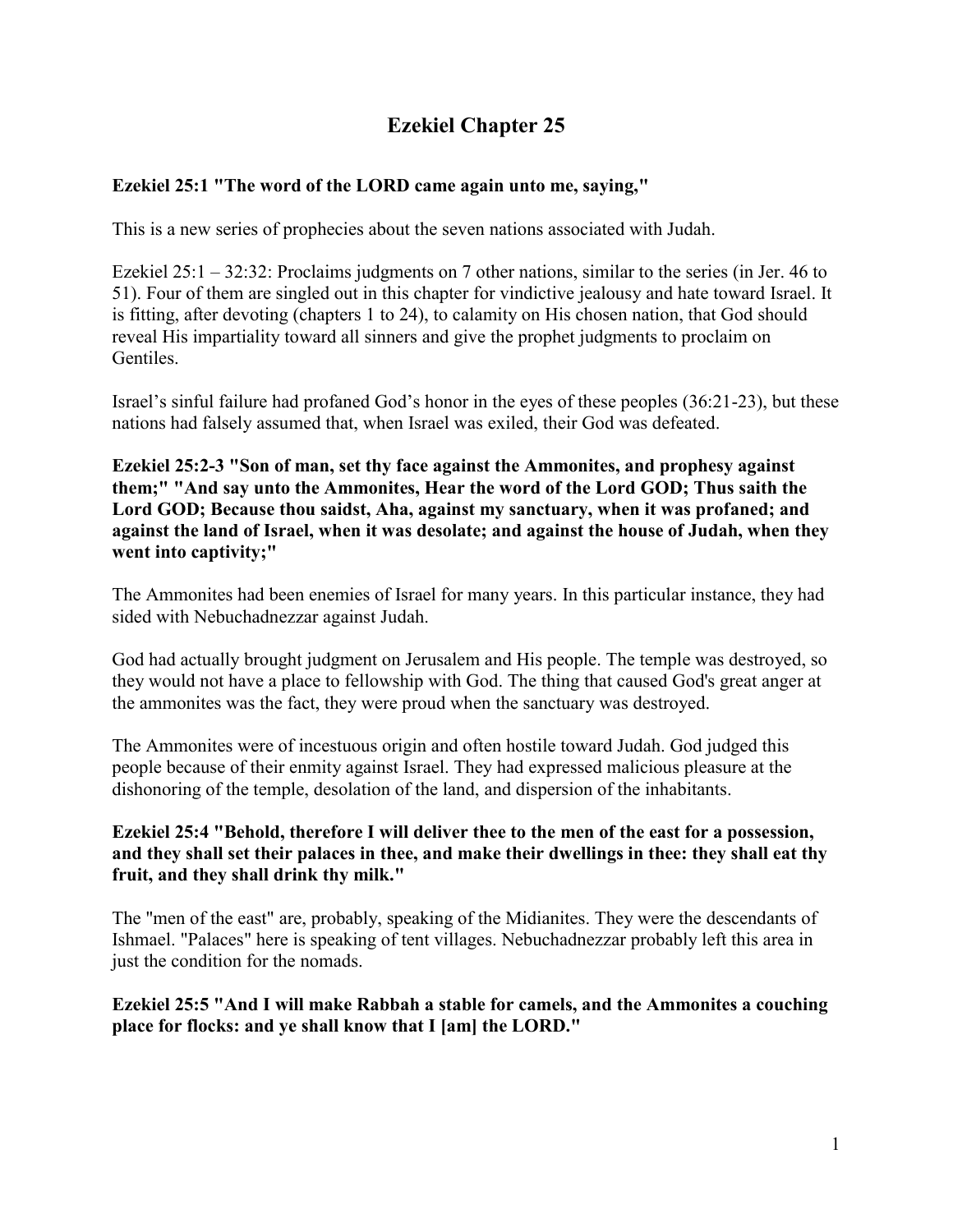# Ezekiel Chapter 25

**Ezekiel 25:1 "The word of the LORD came again unto me, saying,"**

This is a new series of prophecies about the seven nations associated with Judah.

Ezekiel 25:1 – 32:32: Proclaims judgments on 7 other nations, similar to the series (in Jer. 46 to 51). Four of them are singled out in this chapter for vindictive jealousy and hate toward Israel. It is fitting, after devoting (chapters 1 to 24), to calamity on His chosen nation, that God should reveal His impartiality toward all sinners and give the prophet judgments to proclaim on Gentiles.

Israel's sinful failure had profaned God's honor in the eyes of these peoples (36:21-23), but these nations had falsely assumed that, when Israel was exiled, their God was defeated.

**Ezekiel 25:2-3 "Son of man, set thy face against the Ammonites, and prophesy against them;" "And say unto the Ammonites, Hear the word of the Lord GOD; Thus saith the Lord GOD; Because thou saidst, Aha, against my sanctuary, when it was profaned; and against the land of Israel, when it was desolate; and against the house of Judah, when they went into captivity;"**

The Ammonites had been enemies of Israel for many years. In this particular instance, they had sided with Nebuchadnezzar against Judah.

God had actually brought judgment on Jerusalem and His people. The temple was destroyed, so they would not have a place to fellowship with God. The thing that caused God's great anger at the ammonites was the fact, they were proud when the sanctuary was destroyed.

The Ammonites were of incestuous origin and often hostile toward Judah. God judged this people because of their enmity against Israel. They had expressed malicious pleasure at the dishonoring of the temple, desolation of the land, and dispersion of the inhabitants.

**Ezekiel 25:4 "Behold, therefore I will deliver thee to the men of the east for a possession, and they shall set their palaces in thee, and make their dwellings in thee: they shall eat thy fruit, and they shall drink thy milk."**

The "men of the east" are, probably, speaking of the Midianites. They were the descendants of Ishmael. "Palaces" here is speaking of tent villages. Nebuchadnezzar probably left this area in just the condition for the nomads.

**Ezekiel 25:5 "And I will make Rabbah a stable for camels, and the Ammonites a couching place for flocks: and ye shall know that I [am] the LORD."**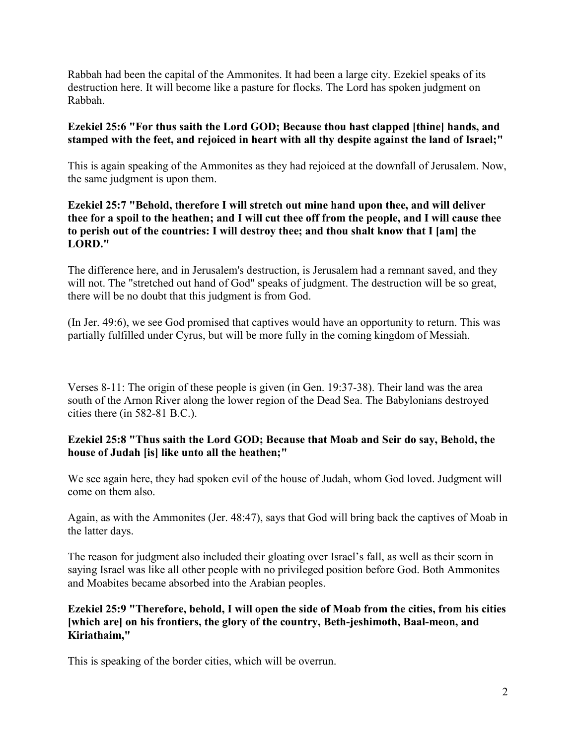Rabbah had been the capital of the Ammonites. It had been a large city. Ezekiel speaks of its destruction here. It will become like a pasture for flocks. The Lord has spoken judgment on Rabbah.

**Ezekiel 25:6 "For thus saith the Lord GOD; Because thou hast clapped [thine] hands, and stamped with the feet, and rejoiced in heart with all thy despite against the land of Israel;"**

This is again speaking of the Ammonites as they had rejoiced at the downfall of Jerusalem. Now, the same judgment is upon them.

**Ezekiel 25:7 "Behold, therefore I will stretch out mine hand upon thee, and will deliver thee for a spoil to the heathen; and I will cut thee off from the people, and I will cause thee to perish out of the countries: I will destroy thee; and thou shalt know that I [am] the LORD."**

The difference here, and in Jerusalem's destruction, is Jerusalem had a remnant saved, and they will not. The "stretched out hand of God" speaks of judgment. The destruction will be so great, there will be no doubt that this judgment is from God.

(In Jer. 49:6), we see God promised that captives would have an opportunity to return. This was partially fulfilled under Cyrus, but will be more fully in the coming kingdom of Messiah.

Verses 8-11: The origin of these people is given (in Gen. 19:37-38). Their land was the area south of the Arnon River along the lower region of the Dead Sea. The Babylonians destroyed cities there (in 582-81 B.C.).

**Ezekiel 25:8 "Thus saith the Lord GOD; Because that Moab and Seir do say, Behold, the house of Judah [is] like unto all the heathen;"**

We see again here, they had spoken evil of the house of Judah, whom God loved. Judgment will come on them also.

Again, as with the Ammonites (Jer. 48:47), says that God will bring back the captives of Moab in the latter days.

The reason for judgment also included their gloating over Israel's fall, as well as their scorn in saying Israel was like all other people with no privileged position before God. Both Ammonites and Moabites became absorbed into the Arabian peoples.

**Ezekiel 25:9 "Therefore, behold, I will open the side of Moab from the cities, from his cities [which are] on his frontiers, the glory of the country, Beth-jeshimoth, Baal-meon, and Kiriathaim,"**

This is speaking of the border cities, which will be overrun.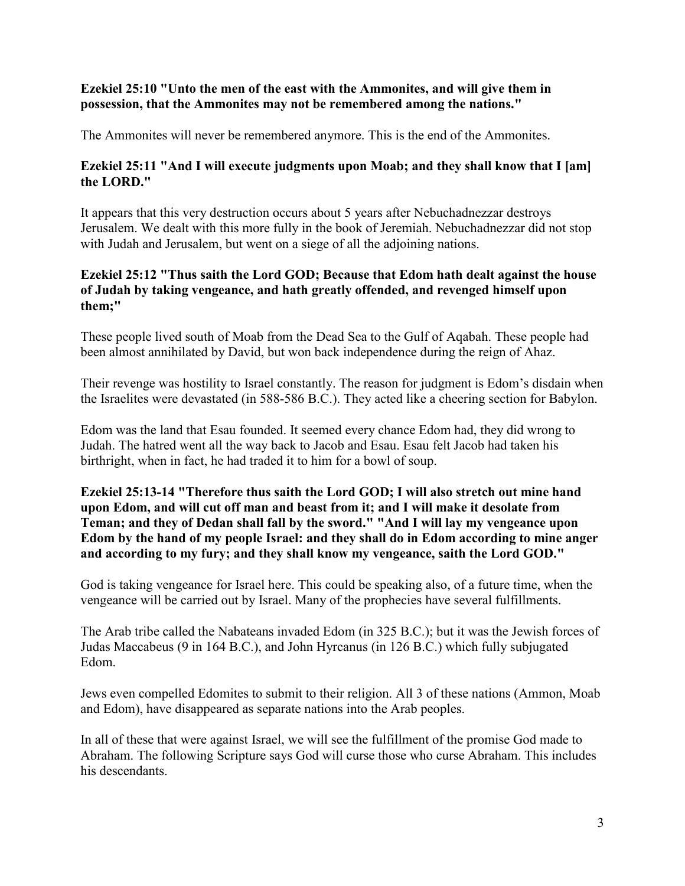**Ezekiel 25:10 "Unto the men of the east with the Ammonites, and will give them in possession, that the Ammonites may not be remembered among the nations."**

The Ammonites will never be remembered anymore. This is the end of the Ammonites.

**Ezekiel 25:11 "And I will execute judgments upon Moab; and they shall know that I [am] the LORD."**

It appears that this very destruction occurs about 5 years after Nebuchadnezzar destroys Jerusalem. We dealt with this more fully in the book of Jeremiah. Nebuchadnezzar did not stop with Judah and Jerusalem, but went on a siege of all the adjoining nations.

**Ezekiel 25:12 "Thus saith the Lord GOD; Because that Edom hath dealt against the house of Judah by taking vengeance, and hath greatly offended, and revenged himself upon them;"**

These people lived south of Moab from the Dead Sea to the Gulf of Aqabah. These people had been almost annihilated by David, but won back independence during the reign of Ahaz.

Their revenge was hostility to Israel constantly. The reason for judgment is Edom's disdain when the Israelites were devastated (in 588-586 B.C.). They acted like a cheering section for Babylon.

Edom was the land that Esau founded. It seemed every chance Edom had, they did wrong to Judah. The hatred went all the way back to Jacob and Esau. Esau felt Jacob had taken his birthright, when in fact, he had traded it to him for a bowl of soup.

**Ezekiel 25:13-14 "Therefore thus saith the Lord GOD; I will also stretch out mine hand upon Edom, and will cut off man and beast from it; and I will make it desolate from Teman; and they of Dedan shall fall by the sword." "And I will lay my vengeance upon Edom by the hand of my people Israel: and they shall do in Edom according to mine anger and according to my fury; and they shall know my vengeance, saith the Lord GOD."**

God is taking vengeance for Israel here. This could be speaking also, of a future time, when the vengeance will be carried out by Israel. Many of the prophecies have several fulfillments.

The Arab tribe called the Nabateans invaded Edom (in 325 B.C.); but it was the Jewish forces of Judas Maccabeus (9 in 164 B.C.), and John Hyrcanus (in 126 B.C.) which fully subjugated Edom.

Jews even compelled Edomites to submit to their religion. All 3 of these nations (Ammon, Moab and Edom), have disappeared as separate nations into the Arab peoples.

In all of these that were against Israel, we will see the fulfillment of the promise God made to Abraham. The following Scripture says God will curse those who curse Abraham. This includes his descendants.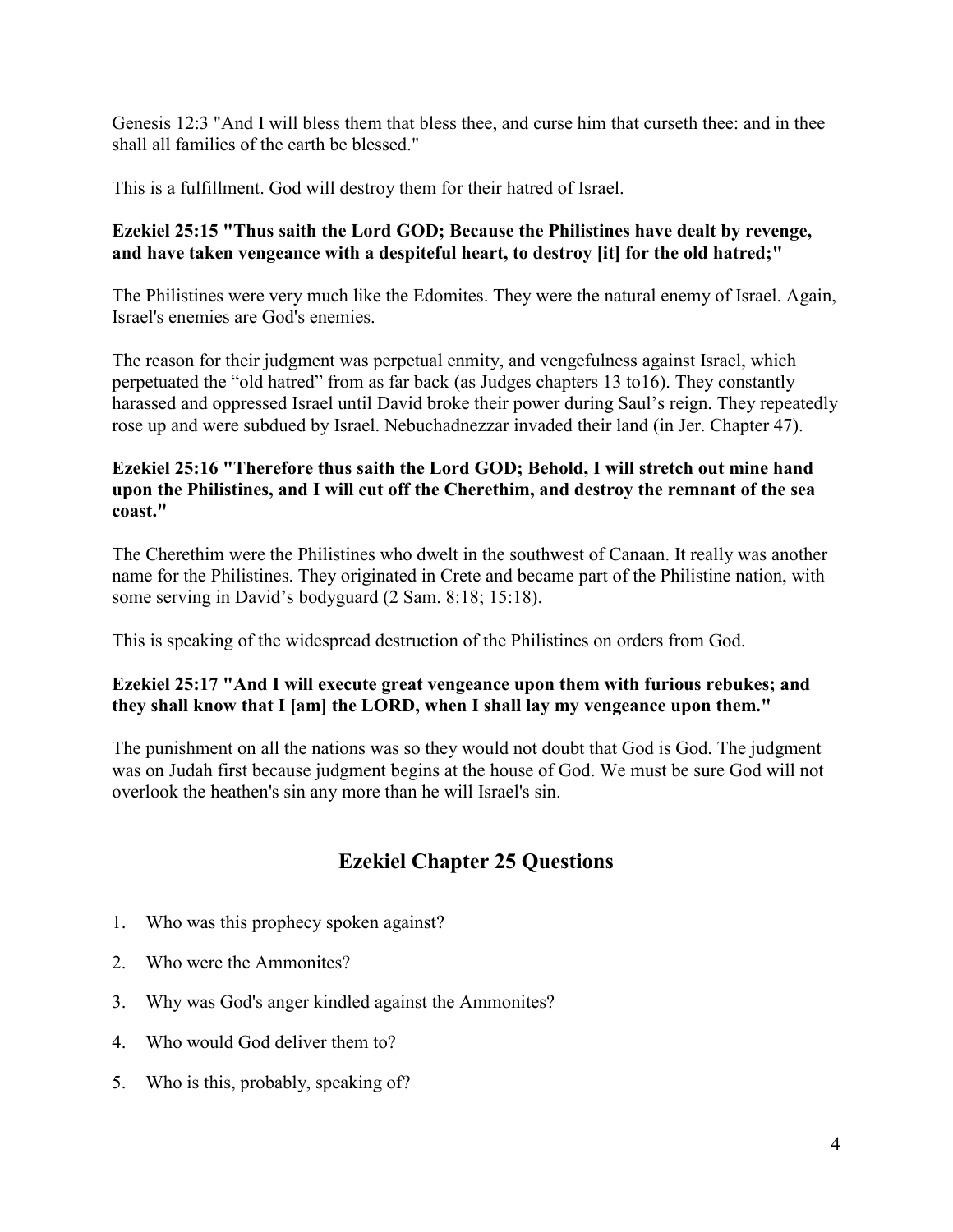Genesis 12:3 "And I will bless them that bless thee, and curse him that curseth thee: and in thee shall all families of the earth be blessed."

This is a fulfillment. God will destroy them for their hatred of Israel.

**Ezekiel 25:15 "Thus saith the Lord GOD; Because the Philistines have dealt by revenge, and have taken vengeance with a despiteful heart, to destroy [it] for the old hatred;"**

The Philistines were very much like the Edomites. They were the natural enemy of Israel. Again, Israel's enemies are God's enemies.

The reason for their judgment was perpetual enmity, and vengefulness against Israel, which perpetuated the "old hatred" from as far back (as Judges chapters 13 to16). They constantly harassed and oppressed Israel until David broke their power during Saul's reign. They repeatedly rose up and were subdued by Israel. Nebuchadnezzar invaded their land (in Jer. Chapter 47).

**Ezekiel 25:16 "Therefore thus saith the Lord GOD; Behold, I will stretch out mine hand upon the Philistines, and I will cut off the Cherethim, and destroy the remnant of the sea coast."**

The Cherethim were the Philistines who dwelt in the southwest of Canaan. It really was another name for the Philistines. They originated in Crete and became part of the Philistine nation, with some serving in David's bodyguard (2 Sam. 8:18; 15:18).

This is speaking of the widespread destruction of the Philistines on orders from God.

**Ezekiel 25:17 "And I will execute great vengeance upon them with furious rebukes; and they shall know that I [am] the LORD, when I shall lay my vengeance upon them."**

The punishment on all the nations was so they would not doubt that God is God. The judgment was on Judah first because judgment begins at the house of God. We must be sure God will not overlook the heathen's sin any more than he will Israel's sin.

## Ezekiel Chapter 25 Questions

1. Who was this prophecy spoken against?
2. Who were the Ammonites?
3. Why was God's anger kindled against the Ammonites?
4. Who would God deliver them to?
5. Who is this, probably, speaking of?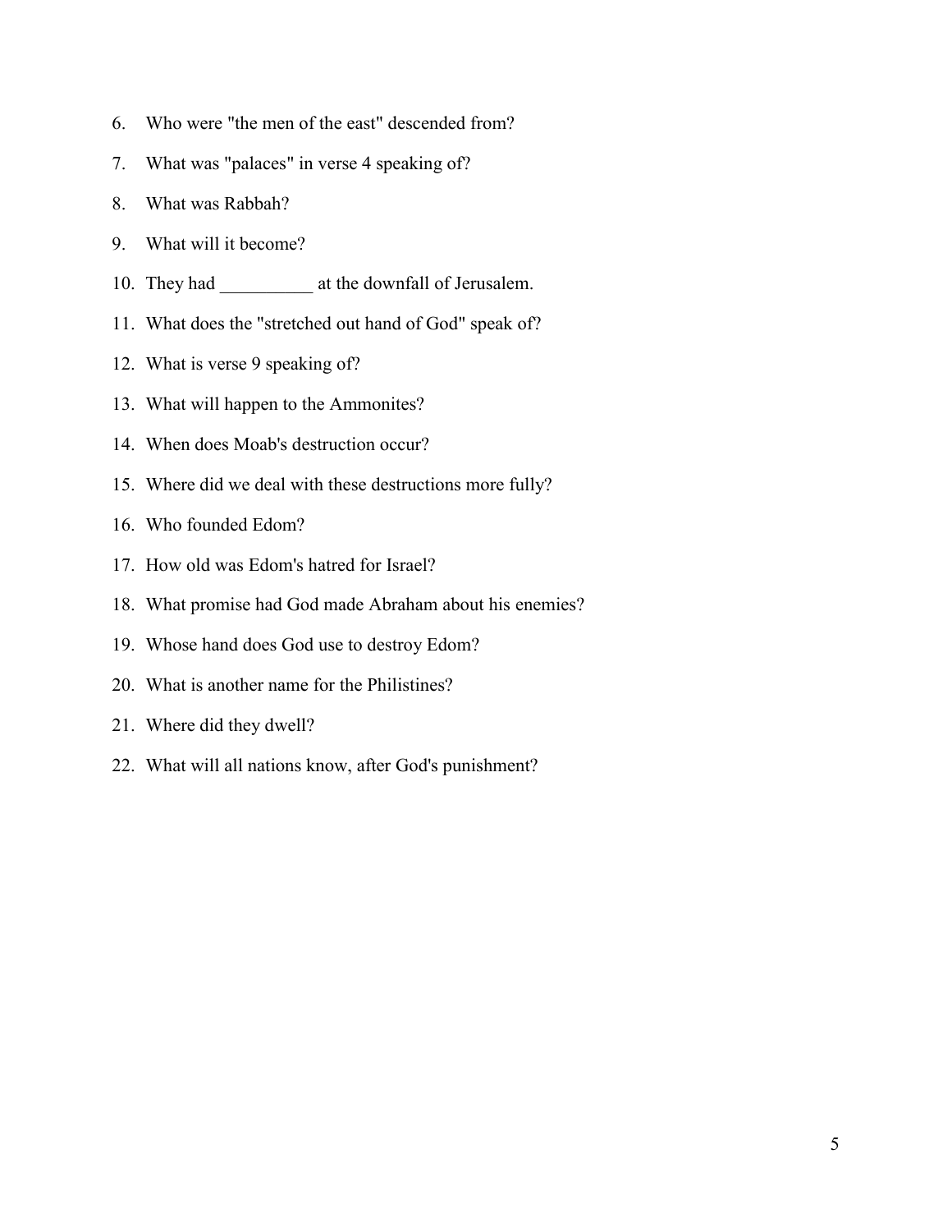6. Who were "the men of the east" descended from?
7. What was "palaces" in verse 4 speaking of?
8. What was Rabbah?
9. What will it become?
10. They had __________ at the downfall of Jerusalem.
11. What does the "stretched out hand of God" speak of?
12. What is verse 9 speaking of?
13. What will happen to the Ammonites?
14. When does Moab's destruction occur?
15. Where did we deal with these destructions more fully?
16. Who founded Edom?
17. How old was Edom's hatred for Israel?
18. What promise had God made Abraham about his enemies?
19. Whose hand does God use to destroy Edom?
20. What is another name for the Philistines?
21. Where did they dwell?
22. What will all nations know, after God's punishment?